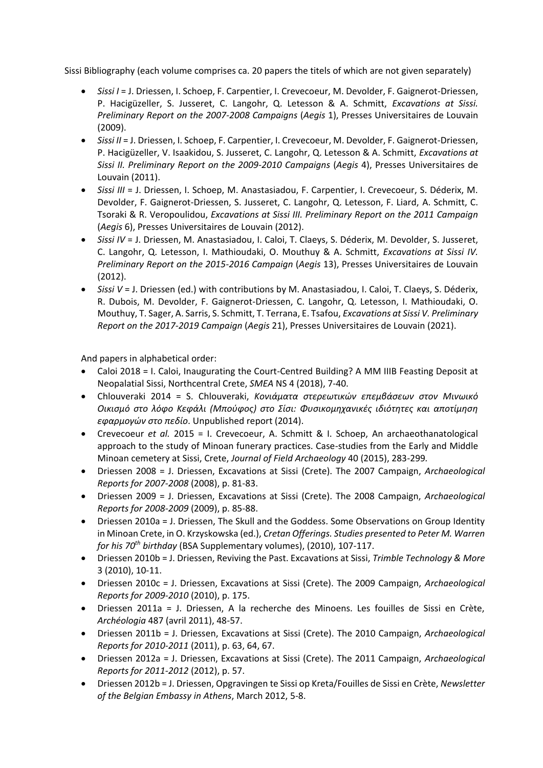Sissi Bibliography (each volume comprises ca. 20 papers the titels of which are not given separately)

- *Sissi I* = J. Driessen, I. Schoep, F. Carpentier, I. Crevecoeur, M. Devolder, F. Gaignerot-Driessen, P. Hacigüzeller, S. Jusseret, C. Langohr, Q. Letesson & A. Schmitt, *Excavations at Sissi. Preliminary Report on the 2007-2008 Campaigns* (*Aegis* 1), Presses Universitaires de Louvain (2009).
- *Sissi II* = J. Driessen, I. Schoep, F. Carpentier, I. Crevecoeur, M. Devolder, F. Gaignerot-Driessen, P. Hacigüzeller, V. Isaakidou, S. Jusseret, C. Langohr, Q. Letesson & A. Schmitt, *Excavations at Sissi II. Preliminary Report on the 2009-2010 Campaigns* (*Aegis* 4), Presses Universitaires de Louvain (2011).
- *Sissi III* = J. Driessen, I. Schoep, M. Anastasiadou, F. Carpentier, I. Crevecoeur, S. Déderix, M. Devolder, F. Gaignerot-Driessen, S. Jusseret, C. Langohr, Q. Letesson, F. Liard, A. Schmitt, C. Tsoraki & R. Veropoulidou, *Excavations at Sissi III. Preliminary Report on the 2011 Campaign* (*Aegis* 6), Presses Universitaires de Louvain (2012).
- *Sissi IV* = J. Driessen, M. Anastasiadou, I. Caloi, T. Claeys, S. Déderix, M. Devolder, S. Jusseret, C. Langohr, Q. Letesson, I. Mathioudaki, O. Mouthuy & A. Schmitt, *Excavations at Sissi IV. Preliminary Report on the 2015-2016 Campaign* (*Aegis* 13), Presses Universitaires de Louvain (2012).
- *Sissi V* = J. Driessen (ed.) with contributions by M. Anastasiadou, I. Caloi, T. Claeys, S. Déderix, R. Dubois, M. Devolder, F. Gaignerot-Driessen, C. Langohr, Q. Letesson, I. Mathioudaki, O. Mouthuy, T. Sager, A. Sarris, S. Schmitt, T. Terrana, E. Tsafou, *Excavations at Sissi V. Preliminary Report on the 2017-2019 Campaign* (*Aegis* 21), Presses Universitaires de Louvain (2021).

And papers in alphabetical order:

- Caloi 2018 = I. Caloi, Inaugurating the Court-Centred Building? A MM IIIB Feasting Deposit at Neopalatial Sissi, Northcentral Crete, *SMEA* NS 4 (2018), 7-40.
- Chlouveraki 2014 = S. Chlouveraki, *Κονιάματα στερεωτικών επεμβάσεων στον Μινωικό Οικισμό στο λόφο Κεφάλι (Μπούφος) στο Σίσι: Φυσικομηχανικές ιδιότητες και αποτίμηση εφαρμογών στο πεδίο*. Unpublished report (2014).
- Crevecoeur *et al.* 2015 = I. Crevecoeur, A. Schmitt & I. Schoep, An archaeothanatological approach to the study of Minoan funerary practices. Case-studies from the Early and Middle Minoan cemetery at Sissi, Crete, *Journal of Field Archaeology* 40 (2015), 283-299.
- Driessen 2008 = J. Driessen, Excavations at Sissi (Crete). The 2007 Campaign, *Archaeological Reports for 2007-2008* (2008), p. 81-83.
- Driessen 2009 = J. Driessen, Excavations at Sissi (Crete). The 2008 Campaign, *Archaeological Reports for 2008-2009* (2009), p. 85-88.
- Driessen 2010a = J. Driessen, The Skull and the Goddess. Some Observations on Group Identity in Minoan Crete, in O. Krzyskowska (ed.), *Cretan Offerings. Studies presented to Peter M. Warren for his 70th birthday* (BSA Supplementary volumes), (2010), 107-117.
- Driessen 2010b = J. Driessen, Reviving the Past. Excavations at Sissi, *Trimble Technology & More* 3 (2010), 10-11.
- Driessen 2010c = J. Driessen, Excavations at Sissi (Crete). The 2009 Campaign, *Archaeological Reports for 2009-2010* (2010), p. 175.
- Driessen 2011a = J. Driessen, A la recherche des Minoens. Les fouilles de Sissi en Crète, *Archéologia* 487 (avril 2011), 48-57.
- Driessen 2011b = J. Driessen, Excavations at Sissi (Crete). The 2010 Campaign, *Archaeological Reports for 2010-2011* (2011), p. 63, 64, 67.
- Driessen 2012a = J. Driessen, Excavations at Sissi (Crete). The 2011 Campaign, *Archaeological Reports for 2011-2012* (2012), p. 57.
- Driessen 2012b = J. Driessen, Opgravingen te Sissi op Kreta/Fouilles de Sissi en Crète, *Newsletter of the Belgian Embassy in Athens*, March 2012, 5-8.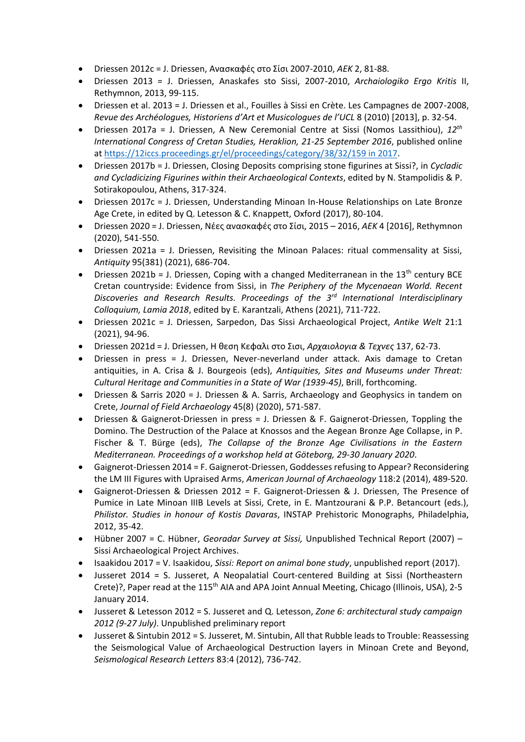- Driessen 2012c = J. Driessen, Ανασκαφές στο Σίσι 2007-2010, *ΑΕΚ* 2, 81-88.
- Driessen 2013 = J. Driessen, Anaskafes sto Sissi, 2007-2010, *Archaiologiko Ergo Kritis* II, Rethymnon, 2013, 99-115.
- Driessen et al. 2013 = J. Driessen et al., Fouilles à Sissi en Crète. Les Campagnes de 2007-2008, *Revue des Archéologues, Historiens d'Art et Musicologues de l'UCL* 8 (2010) [2013], p. 32-54.
- Driessen 2017a = J. Driessen, A New Ceremonial Centre at Sissi (Nomos Lassithiou), *12th International Congress of Cretan Studies, Heraklion, 21-25 September 2016*, published online at https://12iccs.proceedings.gr/el/proceedings/category/38/32/159 in 2017.
- Driessen 2017b = J. Driessen, Closing Deposits comprising stone figurines at Sissi?, in *Cycladic and Cycladicizing Figurines within their Archaeological Contexts*, edited by N. Stampolidis & P. Sotirakopoulou, Athens, 317-324.
- Driessen 2017c = J. Driessen, Understanding Minoan In-House Relationships on Late Bronze Age Crete, in edited by Q. Letesson & C. Knappett, Oxford (2017), 80-104.
- Driessen 2020 = J. Driessen, Νέες ανασκαφές στο Σίσι, 2015 – 2016, *ΑΕΚ* 4 [2016], Rethymnon (2020), 541-550.
- Driessen 2021a = J. Driessen, Revisiting the Minoan Palaces: ritual commensality at Sissi, *Antiquity* 95(381) (2021), 686-704.
- Driessen 2021b = J. Driessen, Coping with a changed Mediterranean in the 13th century BCE Cretan countryside: Evidence from Sissi, in *The Periphery of the Mycenaean World. Recent Discoveries and Research Results. Proceedings of the 3rd International Interdisciplinary Colloquium, Lamia 2018*, edited by E. Karantzali, Athens (2021), 711-722.
- Driessen 2021c = J. Driessen, Sarpedon, Das Sissi Archaeological Project, *Antike Welt* 21:1 (2021), 94-96.
- Driessen 2021d = J. Driessen, Η θεση Κεφαλι στο Σισι, *Αρχαιολογια & Τεχνες* 137, 62-73.
- Driessen in press = J. Driessen, Never-neverland under attack. Axis damage to Cretan antiquities, in A. Crisa & J. Bourgeois (eds), *Antiquities, Sites and Museums under Threat: Cultural Heritage and Communities in a State of War (1939-45)*, Brill, forthcoming.
- Driessen & Sarris 2020 = J. Driessen & A. Sarris, Archaeology and Geophysics in tandem on Crete, *Journal of Field Archaeology* 45(8) (2020), 571-587.
- Driessen & Gaignerot-Driessen in press = J. Driessen & F. Gaignerot-Driessen, Toppling the Domino. The Destruction of the Palace at Knossos and the Aegean Bronze Age Collapse, in P. Fischer & T. Bürge (eds), *The Collapse of the Bronze Age Civilisations in the Eastern Mediterranean. Proceedings of a workshop held at Göteborg, 29-30 January 2020*.
- Gaignerot-Driessen 2014 = F. Gaignerot-Driessen, Goddesses refusing to Appear? Reconsidering the LM III Figures with Upraised Arms, *American Journal of Archaeology* 118:2 (2014), 489-520.
- Gaignerot-Driessen & Driessen 2012 = F. Gaignerot-Driessen & J. Driessen, The Presence of Pumice in Late Minoan IIIB Levels at Sissi, Crete, in E. Mantzourani & P.P. Betancourt (eds.), *Philistor. Studies in honour of Kostis Davaras*, INSTAP Prehistoric Monographs, Philadelphia, 2012, 35-42.
- Hübner 2007 = C. Hübner, *Georadar Survey at Sissi,* Unpublished Technical Report (2007) – Sissi Archaeological Project Archives.
- Isaakidou 2017 = V. Isaakidou, *Sissi: Report on animal bone study*, unpublished report (2017).
- Jusseret 2014 = S. Jusseret, A Neopalatial Court-centered Building at Sissi (Northeastern Crete)?, Paper read at the 115th AIA and APA Joint Annual Meeting, Chicago (Illinois, USA), 2-5 January 2014.
- Jusseret & Letesson 2012 = S. Jusseret and Q. Letesson, *Zone 6: architectural study campaign 2012 (9-27 July)*. Unpublished preliminary report
- Jusseret & Sintubin 2012 = S. Jusseret, M. Sintubin, All that Rubble leads to Trouble: Reassessing the Seismological Value of Archaeological Destruction layers in Minoan Crete and Beyond, *Seismological Research Letters* 83:4 (2012), 736-742.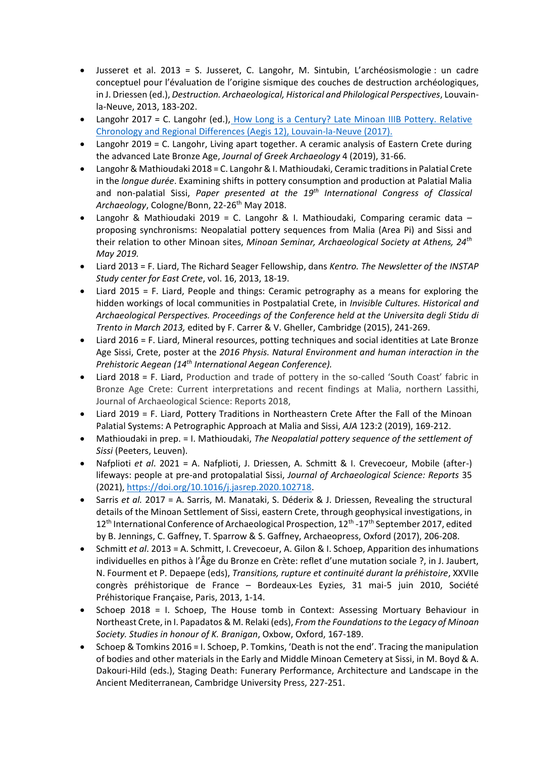- Jusseret et al. 2013 = S. Jusseret, C. Langohr, M. Sintubin, L'archéosismologie : un cadre conceptuel pour l'évaluation de l'origine sismique des couches de destruction archéologiques, in J. Driessen (ed.), *Destruction. Archaeological, Historical and Philological Perspectives*, Louvain-la-Neuve, 2013, 183-202.
- Langohr 2017 = C. Langohr (ed.), How Long is a Century? Late Minoan IIIB Pottery. Relative Chronology and Regional Differences (Aegis 12), Louvain-la-Neuve (2017).
- Langohr 2019 = C. Langohr, Living apart together. A ceramic analysis of Eastern Crete during the advanced Late Bronze Age, *Journal of Greek Archaeology* 4 (2019), 31-66.
- Langohr & Mathioudaki 2018 = C. Langohr & I. Mathioudaki, Ceramic traditions in Palatial Crete in the *longue durée*. Examining shifts in pottery consumption and production at Palatial Malia and non-palatial Sissi, *Paper presented at the 19th International Congress of Classical Archaeology*, Cologne/Bonn, 22-26th May 2018.
- Langohr & Mathioudaki 2019 = C. Langohr & I. Mathioudaki, Comparing ceramic data – proposing synchronisms: Neopalatial pottery sequences from Malia (Area Pi) and Sissi and their relation to other Minoan sites, *Minoan Seminar, Archaeological Society at Athens, 24th May 2019.*
- Liard 2013 = F. Liard, The Richard Seager Fellowship, dans *Kentro. The Newsletter of the INSTAP Study center for East Crete*, vol. 16, 2013, 18-19.
- Liard 2015 = F. Liard, People and things: Ceramic petrography as a means for exploring the hidden workings of local communities in Postpalatial Crete, in *Invisible Cultures. Historical and Archaeological Perspectives. Proceedings of the Conference held at the Universita degli Stidu di Trento in March 2013,* edited by F. Carrer & V. Gheller, Cambridge (2015), 241-269.
- Liard 2016 = F. Liard, Mineral resources, potting techniques and social identities at Late Bronze Age Sissi, Crete, poster at the *2016 Physis. Natural Environment and human interaction in the Prehistoric Aegean (14th International Aegean Conference).*
- Liard 2018 = F. Liard, Production and trade of pottery in the so-called 'South Coast' fabric in Bronze Age Crete: Current interpretations and recent findings at Malia, northern Lassithi, Journal of Archaeological Science: Reports 2018,
- Liard 2019 = F. Liard, Pottery Traditions in Northeastern Crete After the Fall of the Minoan Palatial Systems: A Petrographic Approach at Malia and Sissi, *AJA* 123:2 (2019), 169-212.
- Mathioudaki in prep. = I. Mathioudaki, *The Neopalatial pottery sequence of the settlement of Sissi* (Peeters, Leuven).
- Nafplioti *et al*. 2021 = A. Nafplioti, J. Driessen, A. Schmitt & I. Crevecoeur, Mobile (after-) lifeways: people at pre-and protopalatial Sissi, *Journal of Archaeological Science: Reports* 35 (2021), https://doi.org/10.1016/j.jasrep.2020.102718.
- Sarris *et al.* 2017 = A. Sarris, M. Manataki, S. Déderix & J. Driessen, Revealing the structural details of the Minoan Settlement of Sissi, eastern Crete, through geophysical investigations, in 12th International Conference of Archaeological Prospection, 12th -17th September 2017, edited by B. Jennings, C. Gaffney, T. Sparrow & S. Gaffney, Archaeopress, Oxford (2017), 206-208.
- Schmitt *et al*. 2013 = A. Schmitt, I. Crevecoeur, A. Gilon & I. Schoep, Apparition des inhumations individuelles en pithos à l'Âge du Bronze en Crète: reflet d'une mutation sociale ?, in J. Jaubert, N. Fourment et P. Depaepe (eds), *Transitions, rupture et continuité durant la préhistoire*, XXVIIe congrès préhistorique de France – Bordeaux-Les Eyzies, 31 mai-5 juin 2010, Société Préhistorique Française, Paris, 2013, 1-14.
- Schoep 2018 = I. Schoep, The House tomb in Context: Assessing Mortuary Behaviour in Northeast Crete, in I. Papadatos & M. Relaki (eds), *From the Foundations to the Legacy of Minoan Society. Studies in honour of K. Branigan*, Oxbow, Oxford, 167-189.
- Schoep & Tomkins 2016 = I. Schoep, P. Tomkins, 'Death is not the end'. Tracing the manipulation of bodies and other materials in the Early and Middle Minoan Cemetery at Sissi, in M. Boyd & A. Dakouri-Hild (eds.), Staging Death: Funerary Performance, Architecture and Landscape in the Ancient Mediterranean, Cambridge University Press, 227-251.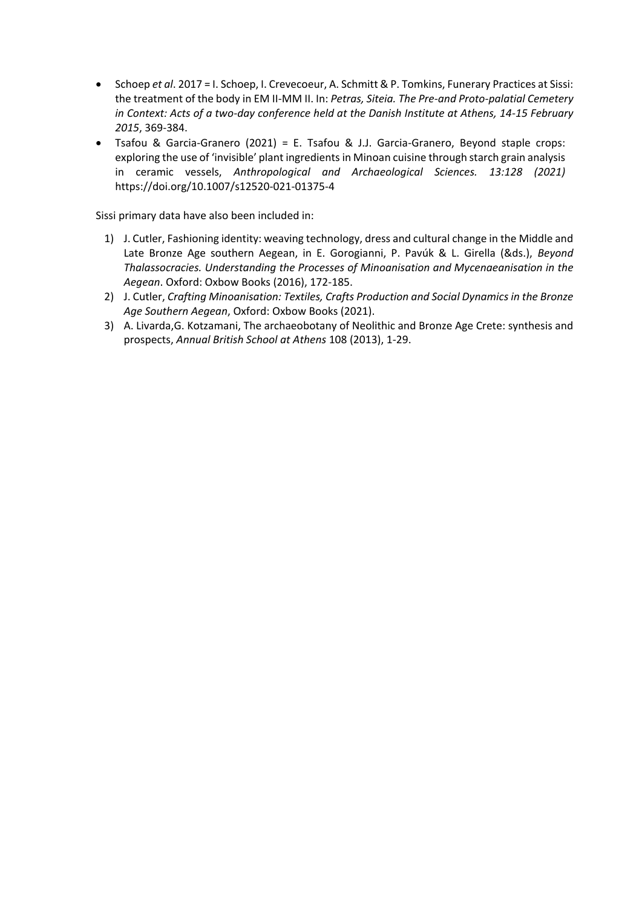- Schoep *et al*. 2017 = I. Schoep, I. Crevecoeur, A. Schmitt & P. Tomkins, Funerary Practices at Sissi: the treatment of the body in EM II-MM II. In: *Petras, Siteia. The Pre-and Proto-palatial Cemetery in Context: Acts of a two-day conference held at the Danish Institute at Athens, 14-15 February 2015*, 369-384.
- Tsafou & Garcia-Granero (2021) = E. Tsafou & J.J. Garcia-Granero, Beyond staple crops: exploring the use of 'invisible' plant ingredients in Minoan cuisine through starch grain analysis in ceramic vessels, *Anthropological and Archaeological Sciences. 13:128 (2021)* https://doi.org/10.1007/s12520-021-01375-4

Sissi primary data have also been included in:

1) J. Cutler, Fashioning identity: weaving technology, dress and cultural change in the Middle and Late Bronze Age southern Aegean, in E. Gorogianni, P. Pavúk & L. Girella (&ds.), *Beyond Thalassocracies. Understanding the Processes of Minoanisation and Mycenaeanisation in the Aegean*. Oxford: Oxbow Books (2016), 172-185.
2) J. Cutler, *Crafting Minoanisation: Textiles, Crafts Production and Social Dynamics in the Bronze Age Southern Aegean*, Oxford: Oxbow Books (2021).
3) A. Livarda,G. Kotzamani, The archaeobotany of Neolithic and Bronze Age Crete: synthesis and prospects, *Annual British School at Athens* 108 (2013), 1-29.